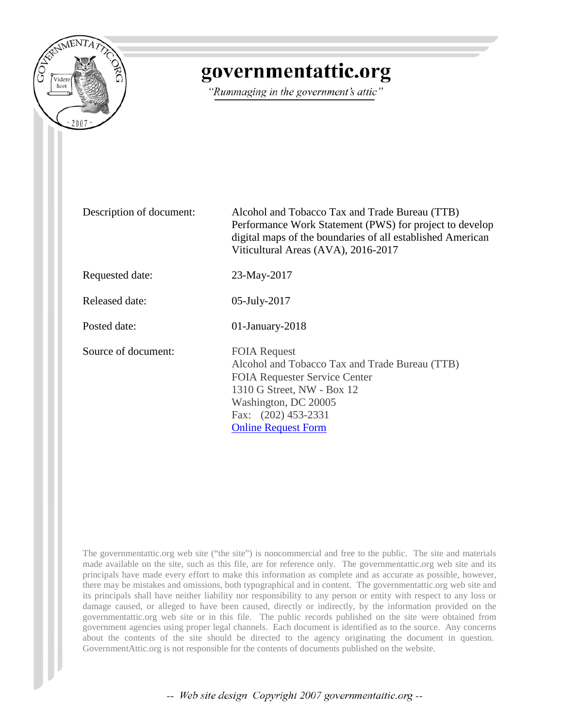# governmentattic.org

*"Rummaging in the government's attic"*

| | |
|---|---|
| Description of document: | Alcohol and Tobacco Tax and Trade Bureau (TTB) Performance Work Statement (PWS) for project to develop digital maps of the boundaries of all established American Viticultural Areas (AVA), 2016-2017 |
| Requested date: | 23-May-2017 |
| Released date: | 05-July-2017 |
| Posted date: | 01-January-2018 |
| Source of document: | FOIA Request<br>Alcohol and Tobacco Tax and Trade Bureau (TTB)<br>FOIA Requester Service Center<br>1310 G Street, NW - Box 12<br>Washington, DC 20005<br>Fax: (202) 453-2331<br>[Online Request Form]() |

The governmentattic.org web site ("the site") is noncommercial and free to the public. The site and materials made available on the site, such as this file, are for reference only. The governmentattic.org web site and its principals have made every effort to make this information as complete and as accurate as possible, however, there may be mistakes and omissions, both typographical and in content. The governmentattic.org web site and its principals shall have neither liability nor responsibility to any person or entity with respect to any loss or damage caused, or alleged to have been caused, directly or indirectly, by the information provided on the governmentattic.org web site or in this file. The public records published on the site were obtained from government agencies using proper legal channels. Each document is identified as to the source. Any concerns about the contents of the site should be directed to the agency originating the document in question. GovernmentAttic.org is not responsible for the contents of documents published on the website.

*-- Web site design Copyright 2007 governmentattic.org --*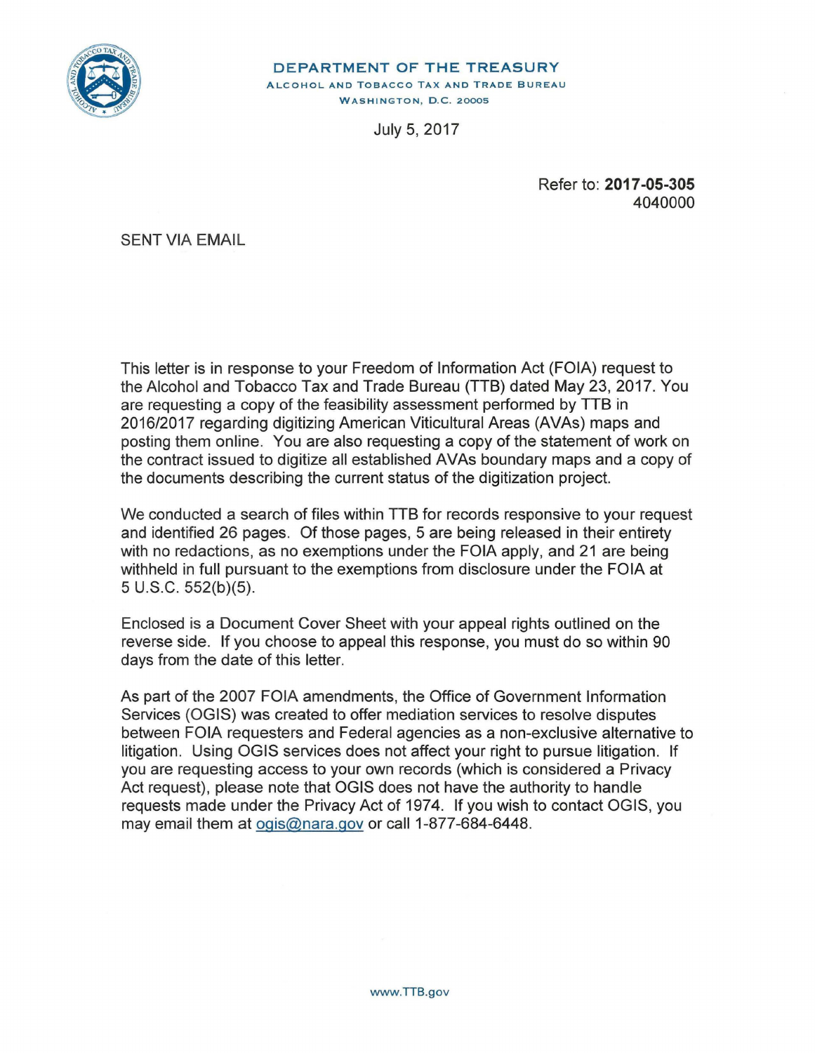**DEPARTMENT OF THE TREASURY**
ALCOHOL AND TOBACCO TAX AND TRADE BUREAU
WASHINGTON, D.C. 20005

July 5, 2017

Refer to: **2017-05-305**
4040000

SENT VIA EMAIL

This letter is in response to your Freedom of Information Act (FOIA) request to the Alcohol and Tobacco Tax and Trade Bureau (TTB) dated May 23, 2017. You are requesting a copy of the feasibility assessment performed by TTB in 2016/2017 regarding digitizing American Viticultural Areas (AVAs) maps and posting them online. You are also requesting a copy of the statement of work on the contract issued to digitize all established AVAs boundary maps and a copy of the documents describing the current status of the digitization project.

We conducted a search of files within TTB for records responsive to your request and identified 26 pages. Of those pages, 5 are being released in their entirety with no redactions, as no exemptions under the FOIA apply, and 21 are being withheld in full pursuant to the exemptions from disclosure under the FOIA at 5 U.S.C. 552(b)(5).

Enclosed is a Document Cover Sheet with your appeal rights outlined on the reverse side. If you choose to appeal this response, you must do so within 90 days from the date of this letter.

As part of the 2007 FOIA amendments, the Office of Government Information Services (OGIS) was created to offer mediation services to resolve disputes between FOIA requesters and Federal agencies as a non-exclusive alternative to litigation. Using OGIS services does not affect your right to pursue litigation. If you are requesting access to your own records (which is considered a Privacy Act request), please note that OGIS does not have the authority to handle requests made under the Privacy Act of 1974. If you wish to contact OGIS, you may email them at ogis@nara.gov or call 1-877-684-6448.

www.TTB.gov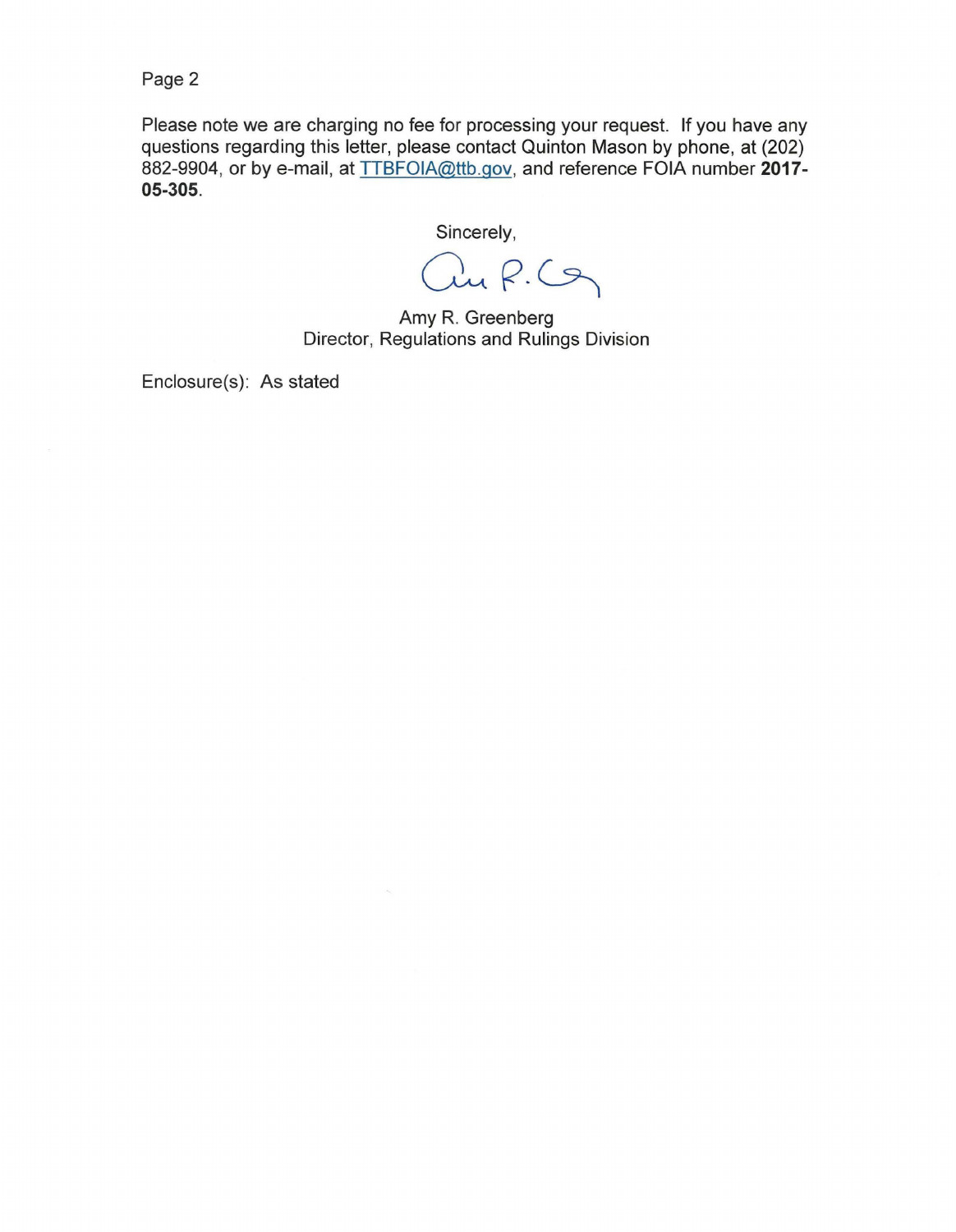Please note we are charging no fee for processing your request. If you have any questions regarding this letter, please contact Quinton Mason by phone, at (202) 882-9904, or by e-mail, at TTBFOIA@ttb.gov, and reference FOIA number **2017-05-305**.

Sincerely,

Amy R. Greenberg
Director, Regulations and Rulings Division

Enclosure(s): As stated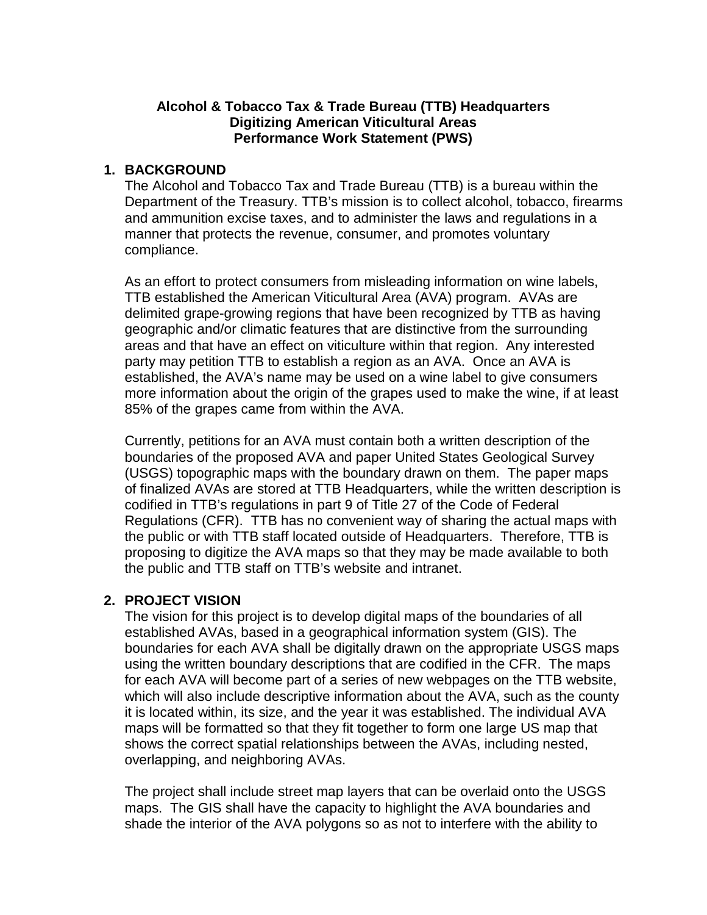**Alcohol & Tobacco Tax & Trade Bureau (TTB) Headquarters**
**Digitizing American Viticultural Areas**
**Performance Work Statement (PWS)**

## 1. BACKGROUND

The Alcohol and Tobacco Tax and Trade Bureau (TTB) is a bureau within the Department of the Treasury. TTB's mission is to collect alcohol, tobacco, firearms and ammunition excise taxes, and to administer the laws and regulations in a manner that protects the revenue, consumer, and promotes voluntary compliance.

As an effort to protect consumers from misleading information on wine labels, TTB established the American Viticultural Area (AVA) program. AVAs are delimited grape-growing regions that have been recognized by TTB as having geographic and/or climatic features that are distinctive from the surrounding areas and that have an effect on viticulture within that region. Any interested party may petition TTB to establish a region as an AVA. Once an AVA is established, the AVA's name may be used on a wine label to give consumers more information about the origin of the grapes used to make the wine, if at least 85% of the grapes came from within the AVA.

Currently, petitions for an AVA must contain both a written description of the boundaries of the proposed AVA and paper United States Geological Survey (USGS) topographic maps with the boundary drawn on them. The paper maps of finalized AVAs are stored at TTB Headquarters, while the written description is codified in TTB's regulations in part 9 of Title 27 of the Code of Federal Regulations (CFR). TTB has no convenient way of sharing the actual maps with the public or with TTB staff located outside of Headquarters. Therefore, TTB is proposing to digitize the AVA maps so that they may be made available to both the public and TTB staff on TTB's website and intranet.

## 2. PROJECT VISION

The vision for this project is to develop digital maps of the boundaries of all established AVAs, based in a geographical information system (GIS). The boundaries for each AVA shall be digitally drawn on the appropriate USGS maps using the written boundary descriptions that are codified in the CFR. The maps for each AVA will become part of a series of new webpages on the TTB website, which will also include descriptive information about the AVA, such as the county it is located within, its size, and the year it was established. The individual AVA maps will be formatted so that they fit together to form one large US map that shows the correct spatial relationships between the AVAs, including nested, overlapping, and neighboring AVAs.

The project shall include street map layers that can be overlaid onto the USGS maps. The GIS shall have the capacity to highlight the AVA boundaries and shade the interior of the AVA polygons so as not to interfere with the ability to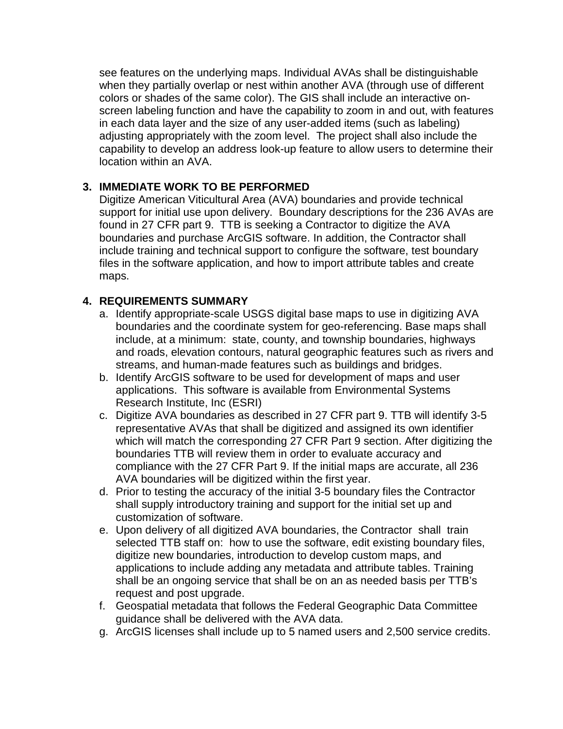see features on the underlying maps. Individual AVAs shall be distinguishable when they partially overlap or nest within another AVA (through use of different colors or shades of the same color). The GIS shall include an interactive on-screen labeling function and have the capability to zoom in and out, with features in each data layer and the size of any user-added items (such as labeling) adjusting appropriately with the zoom level. The project shall also include the capability to develop an address look-up feature to allow users to determine their location within an AVA.

## 3. IMMEDIATE WORK TO BE PERFORMED

Digitize American Viticultural Area (AVA) boundaries and provide technical support for initial use upon delivery. Boundary descriptions for the 236 AVAs are found in 27 CFR part 9. TTB is seeking a Contractor to digitize the AVA boundaries and purchase ArcGIS software. In addition, the Contractor shall include training and technical support to configure the software, test boundary files in the software application, and how to import attribute tables and create maps.

## 4. REQUIREMENTS SUMMARY

a. Identify appropriate-scale USGS digital base maps to use in digitizing AVA boundaries and the coordinate system for geo-referencing. Base maps shall include, at a minimum: state, county, and township boundaries, highways and roads, elevation contours, natural geographic features such as rivers and streams, and human-made features such as buildings and bridges.
b. Identify ArcGIS software to be used for development of maps and user applications. This software is available from Environmental Systems Research Institute, Inc (ESRI)
c. Digitize AVA boundaries as described in 27 CFR part 9. TTB will identify 3-5 representative AVAs that shall be digitized and assigned its own identifier which will match the corresponding 27 CFR Part 9 section. After digitizing the boundaries TTB will review them in order to evaluate accuracy and compliance with the 27 CFR Part 9. If the initial maps are accurate, all 236 AVA boundaries will be digitized within the first year.
d. Prior to testing the accuracy of the initial 3-5 boundary files the Contractor shall supply introductory training and support for the initial set up and customization of software.
e. Upon delivery of all digitized AVA boundaries, the Contractor shall train selected TTB staff on: how to use the software, edit existing boundary files, digitize new boundaries, introduction to develop custom maps, and applications to include adding any metadata and attribute tables. Training shall be an ongoing service that shall be on an as needed basis per TTB's request and post upgrade.
f. Geospatial metadata that follows the Federal Geographic Data Committee guidance shall be delivered with the AVA data.
g. ArcGIS licenses shall include up to 5 named users and 2,500 service credits.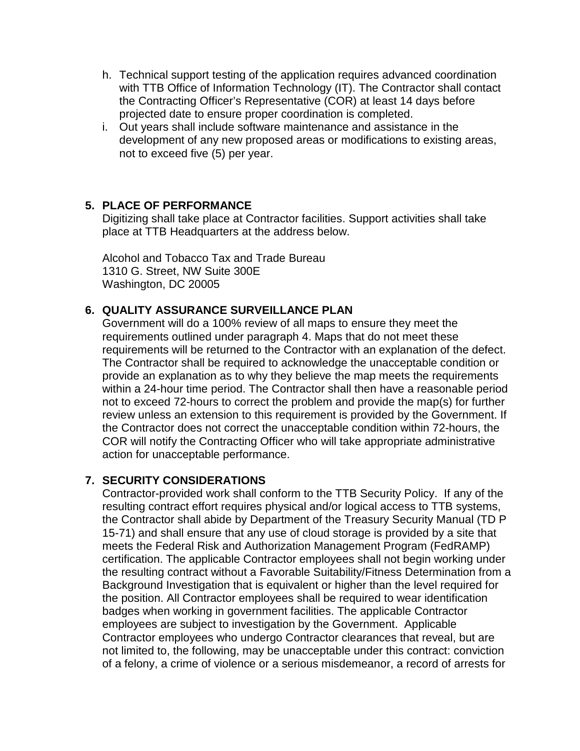h. Technical support testing of the application requires advanced coordination with TTB Office of Information Technology (IT). The Contractor shall contact the Contracting Officer's Representative (COR) at least 14 days before projected date to ensure proper coordination is completed.
i. Out years shall include software maintenance and assistance in the development of any new proposed areas or modifications to existing areas, not to exceed five (5) per year.

## 5. PLACE OF PERFORMANCE

Digitizing shall take place at Contractor facilities. Support activities shall take place at TTB Headquarters at the address below.

Alcohol and Tobacco Tax and Trade Bureau
1310 G. Street, NW Suite 300E
Washington, DC 20005

## 6. QUALITY ASSURANCE SURVEILLANCE PLAN

Government will do a 100% review of all maps to ensure they meet the requirements outlined under paragraph 4. Maps that do not meet these requirements will be returned to the Contractor with an explanation of the defect. The Contractor shall be required to acknowledge the unacceptable condition or provide an explanation as to why they believe the map meets the requirements within a 24-hour time period. The Contractor shall then have a reasonable period not to exceed 72-hours to correct the problem and provide the map(s) for further review unless an extension to this requirement is provided by the Government. If the Contractor does not correct the unacceptable condition within 72-hours, the COR will notify the Contracting Officer who will take appropriate administrative action for unacceptable performance.

## 7. SECURITY CONSIDERATIONS

Contractor-provided work shall conform to the TTB Security Policy. If any of the resulting contract effort requires physical and/or logical access to TTB systems, the Contractor shall abide by Department of the Treasury Security Manual (TD P 15-71) and shall ensure that any use of cloud storage is provided by a site that meets the Federal Risk and Authorization Management Program (FedRAMP) certification. The applicable Contractor employees shall not begin working under the resulting contract without a Favorable Suitability/Fitness Determination from a Background Investigation that is equivalent or higher than the level required for the position. All Contractor employees shall be required to wear identification badges when working in government facilities. The applicable Contractor employees are subject to investigation by the Government. Applicable Contractor employees who undergo Contractor clearances that reveal, but are not limited to, the following, may be unacceptable under this contract: conviction of a felony, a crime of violence or a serious misdemeanor, a record of arrests for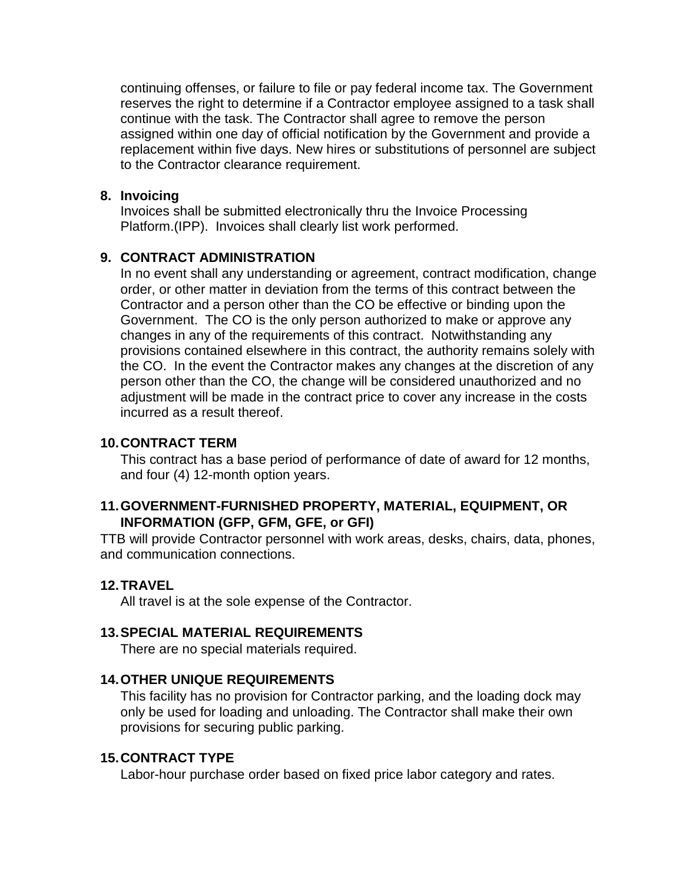continuing offenses, or failure to file or pay federal income tax. The Government reserves the right to determine if a Contractor employee assigned to a task shall continue with the task. The Contractor shall agree to remove the person assigned within one day of official notification by the Government and provide a replacement within five days. New hires or substitutions of personnel are subject to the Contractor clearance requirement.

**8. Invoicing**

Invoices shall be submitted electronically thru the Invoice Processing Platform.(IPP). Invoices shall clearly list work performed.

**9. CONTRACT ADMINISTRATION**

In no event shall any understanding or agreement, contract modification, change order, or other matter in deviation from the terms of this contract between the Contractor and a person other than the CO be effective or binding upon the Government. The CO is the only person authorized to make or approve any changes in any of the requirements of this contract. Notwithstanding any provisions contained elsewhere in this contract, the authority remains solely with the CO. In the event the Contractor makes any changes at the discretion of any person other than the CO, the change will be considered unauthorized and no adjustment will be made in the contract price to cover any increase in the costs incurred as a result thereof.

**10. CONTRACT TERM**

This contract has a base period of performance of date of award for 12 months, and four (4) 12-month option years.

**11. GOVERNMENT-FURNISHED PROPERTY, MATERIAL, EQUIPMENT, OR INFORMATION (GFP, GFM, GFE, or GFI)**

TTB will provide Contractor personnel with work areas, desks, chairs, data, phones, and communication connections.

**12. TRAVEL**

All travel is at the sole expense of the Contractor.

**13. SPECIAL MATERIAL REQUIREMENTS**

There are no special materials required.

**14. OTHER UNIQUE REQUIREMENTS**

This facility has no provision for Contractor parking, and the loading dock may only be used for loading and unloading. The Contractor shall make their own provisions for securing public parking.

**15. CONTRACT TYPE**

Labor-hour purchase order based on fixed price labor category and rates.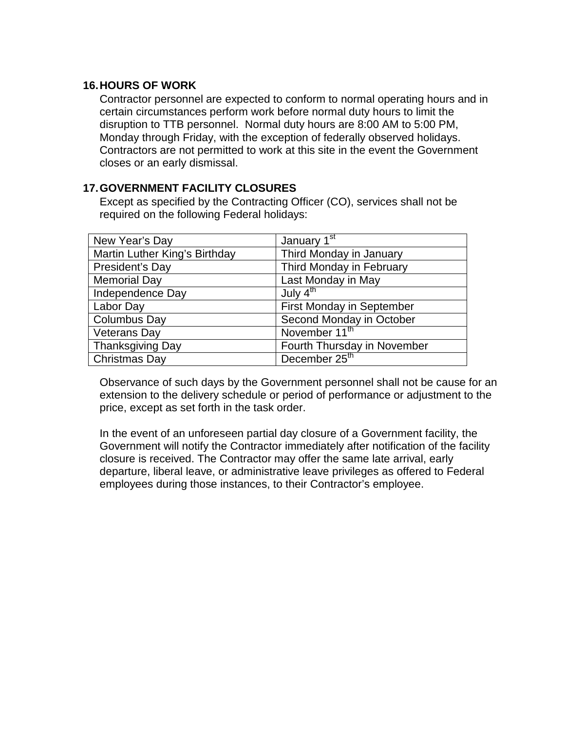## 16. HOURS OF WORK

Contractor personnel are expected to conform to normal operating hours and in certain circumstances perform work before normal duty hours to limit the disruption to TTB personnel. Normal duty hours are 8:00 AM to 5:00 PM, Monday through Friday, with the exception of federally observed holidays. Contractors are not permitted to work at this site in the event the Government closes or an early dismissal.

## 17. GOVERNMENT FACILITY CLOSURES

Except as specified by the Contracting Officer (CO), services shall not be required on the following Federal holidays:

| | |
|---|---|
| New Year's Day | January 1st |
| Martin Luther King's Birthday | Third Monday in January |
| President's Day | Third Monday in February |
| Memorial Day | Last Monday in May |
| Independence Day | July 4th |
| Labor Day | First Monday in September |
| Columbus Day | Second Monday in October |
| Veterans Day | November 11th |
| Thanksgiving Day | Fourth Thursday in November |
| Christmas Day | December 25th |

Observance of such days by the Government personnel shall not be cause for an extension to the delivery schedule or period of performance or adjustment to the price, except as set forth in the task order.

In the event of an unforeseen partial day closure of a Government facility, the Government will notify the Contractor immediately after notification of the facility closure is received. The Contractor may offer the same late arrival, early departure, liberal leave, or administrative leave privileges as offered to Federal employees during those instances, to their Contractor's employee.